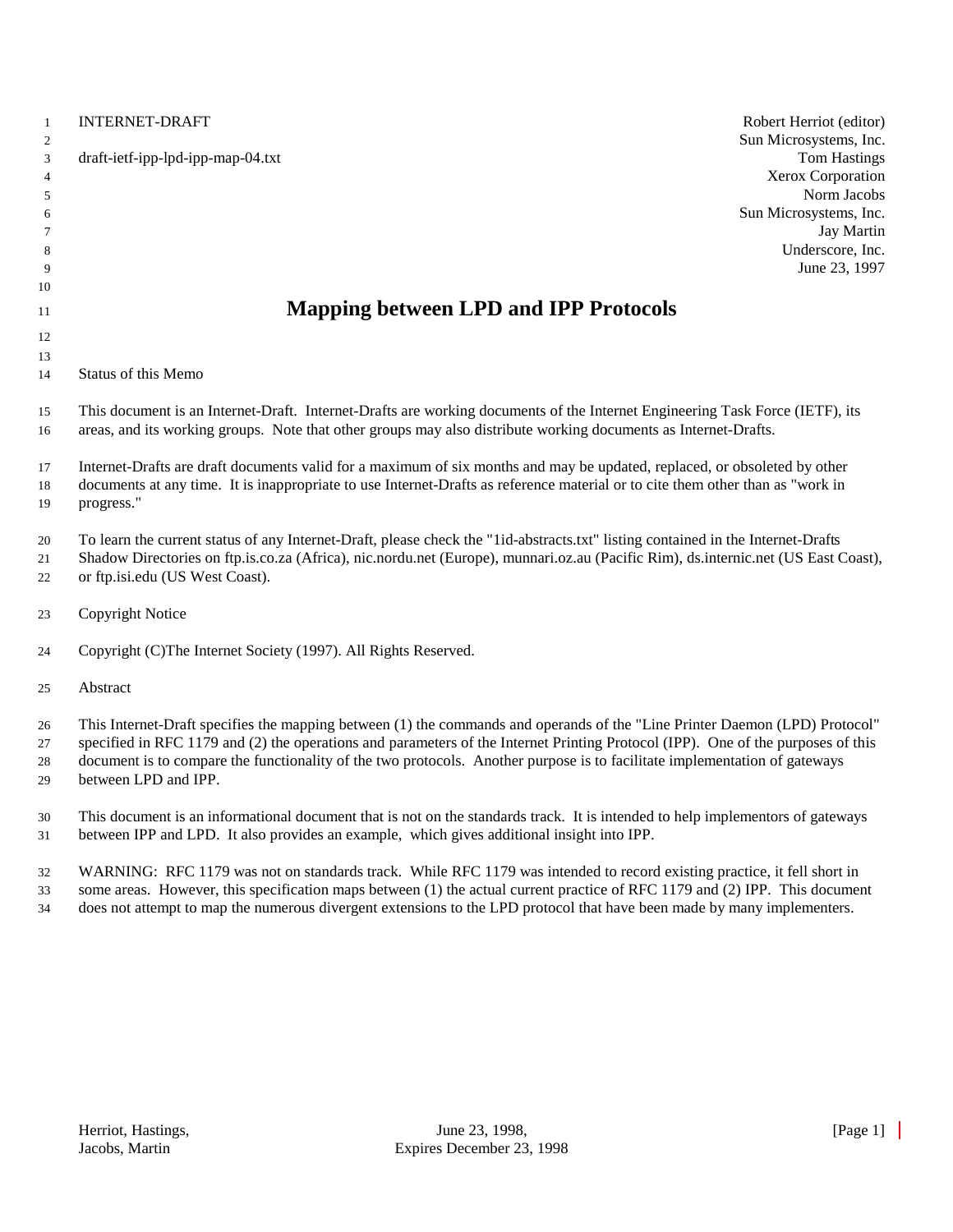INTERNET-DRAFT

draft-ietf-ipp-lpd-ipp-map-04.txt

Robert Herriot (editor)
Sun Microsystems, Inc.
Tom Hastings
Xerox Corporation
Norm Jacobs
Sun Microsystems, Inc.
Jay Martin
Underscore, Inc.
June 23, 1997

# Mapping between LPD and IPP Protocols

## Status of this Memo

This document is an Internet-Draft. Internet-Drafts are working documents of the Internet Engineering Task Force (IETF), its areas, and its working groups. Note that other groups may also distribute working documents as Internet-Drafts.

Internet-Drafts are draft documents valid for a maximum of six months and may be updated, replaced, or obsoleted by other documents at any time. It is inappropriate to use Internet-Drafts as reference material or to cite them other than as "work in progress."

To learn the current status of any Internet-Draft, please check the "1id-abstracts.txt" listing contained in the Internet-Drafts Shadow Directories on ftp.is.co.za (Africa), nic.nordu.net (Europe), munnari.oz.au (Pacific Rim), ds.internic.net (US East Coast), or ftp.isi.edu (US West Coast).

## Copyright Notice

Copyright (C)The Internet Society (1997). All Rights Reserved.

## Abstract

This Internet-Draft specifies the mapping between (1) the commands and operands of the "Line Printer Daemon (LPD) Protocol" specified in RFC 1179 and (2) the operations and parameters of the Internet Printing Protocol (IPP). One of the purposes of this document is to compare the functionality of the two protocols. Another purpose is to facilitate implementation of gateways between LPD and IPP.

This document is an informational document that is not on the standards track. It is intended to help implementors of gateways between IPP and LPD. It also provides an example, which gives additional insight into IPP.

WARNING: RFC 1179 was not on standards track. While RFC 1179 was intended to record existing practice, it fell short in some areas. However, this specification maps between (1) the actual current practice of RFC 1179 and (2) IPP. This document does not attempt to map the numerous divergent extensions to the LPD protocol that have been made by many implementers.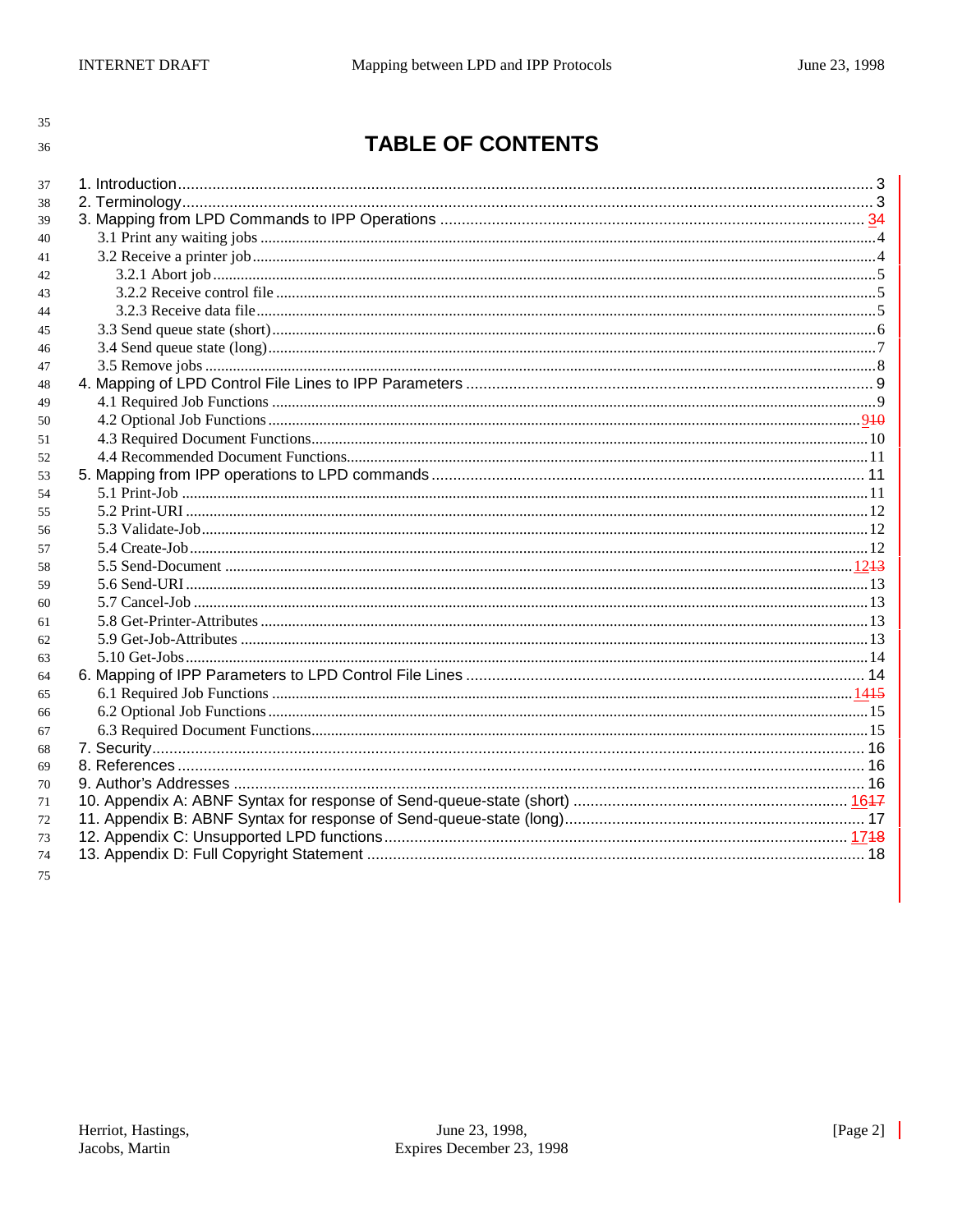# TABLE OF CONTENTS

1. Introduction ........ 3
2. Terminology ........ 3
3. Mapping from LPD Commands to IPP Operations ........ 34
   - 3.1 Print any waiting jobs ........ 4
   - 3.2 Receive a printer job ........ 4
     - 3.2.1 Abort job ........ 5
     - 3.2.2 Receive control file ........ 5
     - 3.2.3 Receive data file ........ 5
   - 3.3 Send queue state (short) ........ 6
   - 3.4 Send queue state (long) ........ 7
   - 3.5 Remove jobs ........ 8
4. Mapping of LPD Control File Lines to IPP Parameters ........ 9
   - 4.1 Required Job Functions ........ 9
   - 4.2 Optional Job Functions ........ 910
   - 4.3 Required Document Functions ........ 10
   - 4.4 Recommended Document Functions ........ 11
5. Mapping from IPP operations to LPD commands ........ 11
   - 5.1 Print-Job ........ 11
   - 5.2 Print-URI ........ 12
   - 5.3 Validate-Job ........ 12
   - 5.4 Create-Job ........ 12
   - 5.5 Send-Document ........ 1213
   - 5.6 Send-URI ........ 13
   - 5.7 Cancel-Job ........ 13
   - 5.8 Get-Printer-Attributes ........ 13
   - 5.9 Get-Job-Attributes ........ 13
   - 5.10 Get-Jobs ........ 14
6. Mapping of IPP Parameters to LPD Control File Lines ........ 14
   - 6.1 Required Job Functions ........ 1415
   - 6.2 Optional Job Functions ........ 15
   - 6.3 Required Document Functions ........ 15
7. Security ........ 16
8. References ........ 16
9. Author's Addresses ........ 16
10. Appendix A: ABNF Syntax for response of Send-queue-state (short) ........ 1617
11. Appendix B: ABNF Syntax for response of Send-queue-state (long) ........ 17
12. Appendix C: Unsupported LPD functions ........ 1718
13. Appendix D: Full Copyright Statement ........ 18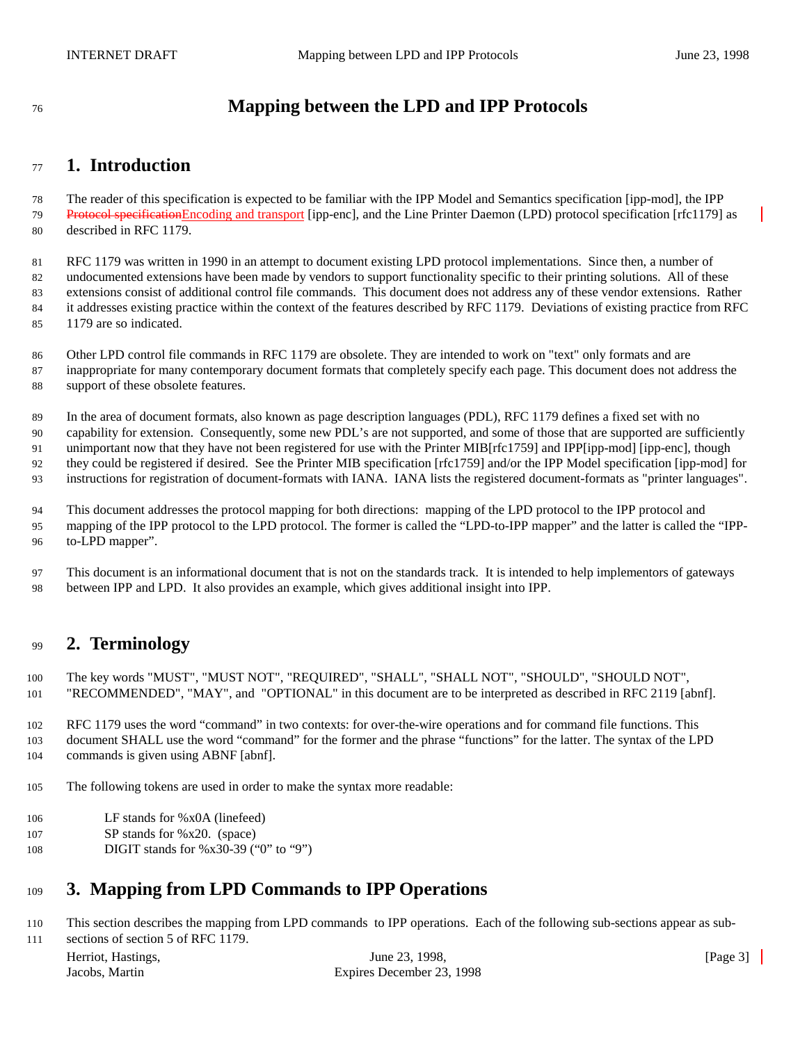# Mapping between the LPD and IPP Protocols

## 1. Introduction

The reader of this specification is expected to be familiar with the IPP Model and Semantics specification [ipp-mod], the IPP ~~Protocol specification~~Encoding and transport [ipp-enc], and the Line Printer Daemon (LPD) protocol specification [rfc1179] as described in RFC 1179.

RFC 1179 was written in 1990 in an attempt to document existing LPD protocol implementations. Since then, a number of undocumented extensions have been made by vendors to support functionality specific to their printing solutions. All of these extensions consist of additional control file commands. This document does not address any of these vendor extensions. Rather it addresses existing practice within the context of the features described by RFC 1179. Deviations of existing practice from RFC 1179 are so indicated.

Other LPD control file commands in RFC 1179 are obsolete. They are intended to work on "text" only formats and are inappropriate for many contemporary document formats that completely specify each page. This document does not address the support of these obsolete features.

In the area of document formats, also known as page description languages (PDL), RFC 1179 defines a fixed set with no capability for extension. Consequently, some new PDL's are not supported, and some of those that are supported are sufficiently unimportant now that they have not been registered for use with the Printer MIB[rfc1759] and IPP[ipp-mod] [ipp-enc], though they could be registered if desired. See the Printer MIB specification [rfc1759] and/or the IPP Model specification [ipp-mod] for instructions for registration of document-formats with IANA. IANA lists the registered document-formats as "printer languages".

This document addresses the protocol mapping for both directions: mapping of the LPD protocol to the IPP protocol and mapping of the IPP protocol to the LPD protocol. The former is called the "LPD-to-IPP mapper" and the latter is called the "IPP-to-LPD mapper".

This document is an informational document that is not on the standards track. It is intended to help implementors of gateways between IPP and LPD. It also provides an example, which gives additional insight into IPP.

## 2. Terminology

The key words "MUST", "MUST NOT", "REQUIRED", "SHALL", "SHALL NOT", "SHOULD", "SHOULD NOT", "RECOMMENDED", "MAY", and "OPTIONAL" in this document are to be interpreted as described in RFC 2119 [abnf].

RFC 1179 uses the word "command" in two contexts: for over-the-wire operations and for command file functions. This document SHALL use the word "command" for the former and the phrase "functions" for the latter. The syntax of the LPD commands is given using ABNF [abnf].

The following tokens are used in order to make the syntax more readable:

LF stands for %x0A (linefeed)
SP stands for %x20. (space)
DIGIT stands for %x30-39 ("0" to "9")

## 3. Mapping from LPD Commands to IPP Operations

This section describes the mapping from LPD commands to IPP operations. Each of the following sub-sections appear as sub-sections of section 5 of RFC 1179.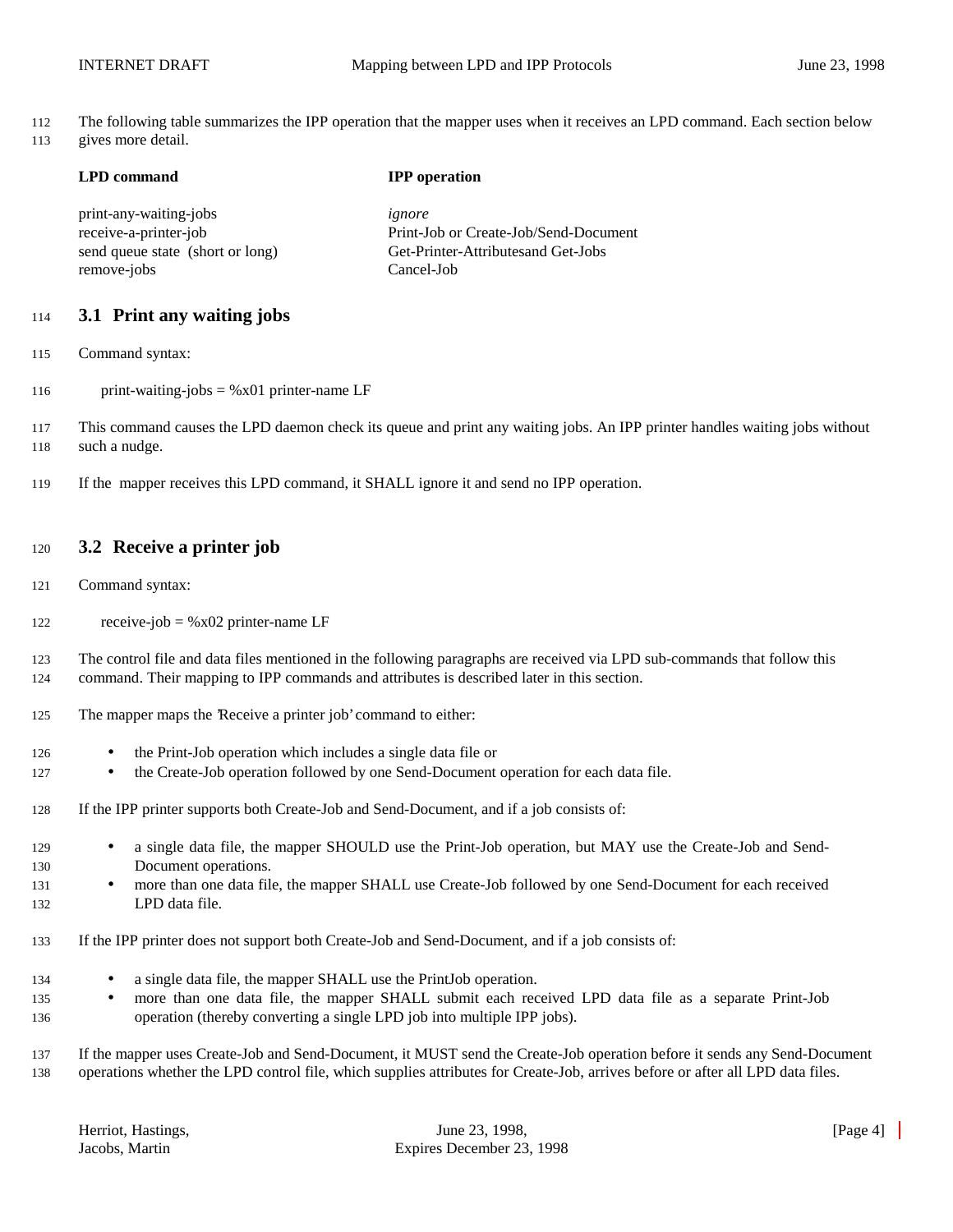The following table summarizes the IPP operation that the mapper uses when it receives an LPD command. Each section below gives more detail.

| LPD command | IPP operation |
| --- | --- |
| print-any-waiting-jobs | *ignore* |
| receive-a-printer-job | Print-Job or Create-Job/Send-Document |
| send queue state (short or long) | Get-Printer-Attributesand Get-Jobs |
| remove-jobs | Cancel-Job |

## 3.1 Print any waiting jobs

Command syntax:

```
print-waiting-jobs = %x01 printer-name LF
```

This command causes the LPD daemon check its queue and print any waiting jobs. An IPP printer handles waiting jobs without such a nudge.

If the mapper receives this LPD command, it SHALL ignore it and send no IPP operation.

## 3.2 Receive a printer job

Command syntax:

```
receive-job = %x02 printer-name LF
```

The control file and data files mentioned in the following paragraphs are received via LPD sub-commands that follow this command. Their mapping to IPP commands and attributes is described later in this section.

The mapper maps the 'Receive a printer job' command to either:

- the Print-Job operation which includes a single data file or
- the Create-Job operation followed by one Send-Document operation for each data file.

If the IPP printer supports both Create-Job and Send-Document, and if a job consists of:

- a single data file, the mapper SHOULD use the Print-Job operation, but MAY use the Create-Job and Send-Document operations.
- more than one data file, the mapper SHALL use Create-Job followed by one Send-Document for each received LPD data file.

If the IPP printer does not support both Create-Job and Send-Document, and if a job consists of:

- a single data file, the mapper SHALL use the PrintJob operation.
- more than one data file, the mapper SHALL submit each received LPD data file as a separate Print-Job operation (thereby converting a single LPD job into multiple IPP jobs).

If the mapper uses Create-Job and Send-Document, it MUST send the Create-Job operation before it sends any Send-Document operations whether the LPD control file, which supplies attributes for Create-Job, arrives before or after all LPD data files.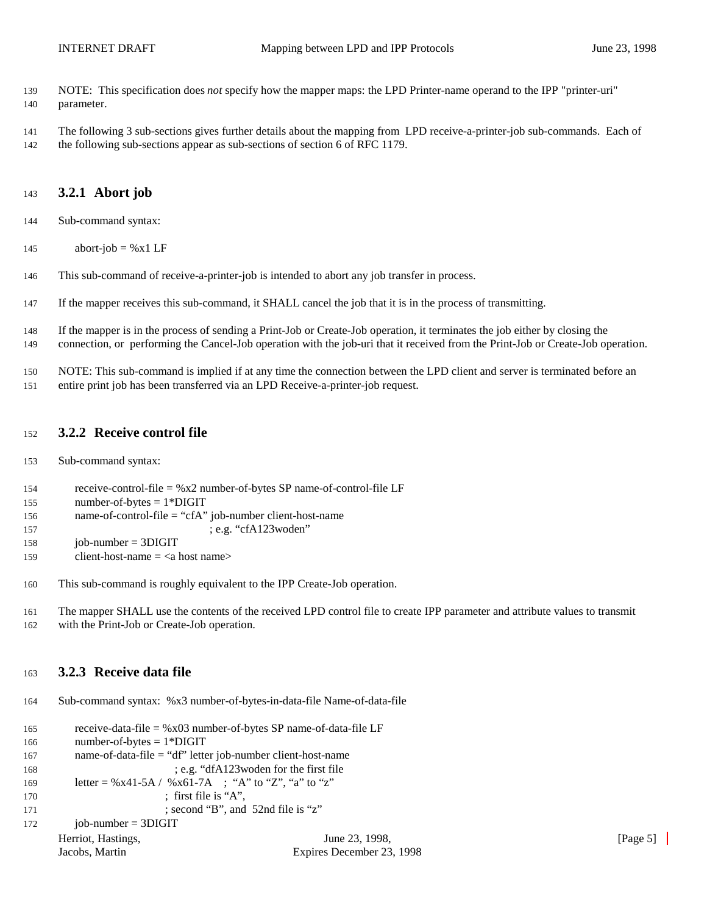NOTE: This specification does *not* specify how the mapper maps: the LPD Printer-name operand to the IPP "printer-uri" parameter.

The following 3 sub-sections gives further details about the mapping from LPD receive-a-printer-job sub-commands. Each of the following sub-sections appear as sub-sections of section 6 of RFC 1179.

### 3.2.1 Abort job

Sub-command syntax:

```
abort-job = %x1 LF
```

This sub-command of receive-a-printer-job is intended to abort any job transfer in process.

If the mapper receives this sub-command, it SHALL cancel the job that it is in the process of transmitting.

If the mapper is in the process of sending a Print-Job or Create-Job operation, it terminates the job either by closing the connection, or performing the Cancel-Job operation with the job-uri that it received from the Print-Job or Create-Job operation.

NOTE: This sub-command is implied if at any time the connection between the LPD client and server is terminated before an entire print job has been transferred via an LPD Receive-a-printer-job request.

### 3.2.2 Receive control file

Sub-command syntax:

```
receive-control-file = %x2 number-of-bytes SP name-of-control-file LF
number-of-bytes = 1*DIGIT
name-of-control-file = “cfA” job-number client-host-name
                        ; e.g. “cfA123woden”
job-number = 3DIGIT
client-host-name = <a host name>
```

This sub-command is roughly equivalent to the IPP Create-Job operation.

The mapper SHALL use the contents of the received LPD control file to create IPP parameter and attribute values to transmit with the Print-Job or Create-Job operation.

### 3.2.3 Receive data file

Sub-command syntax: %x3 number-of-bytes-in-data-file Name-of-data-file

```
receive-data-file = %x03 number-of-bytes SP name-of-data-file LF
number-of-bytes = 1*DIGIT
name-of-data-file = “df” letter job-number client-host-name
                    ; e.g. “dfA123woden for the first file
letter = %x41-5A /  %x61-7A   ;  “A” to “Z”, “a” to “z”
                  ;  first file is “A”,
                  ; second “B”, and  52nd file is “z”
job-number = 3DIGIT
```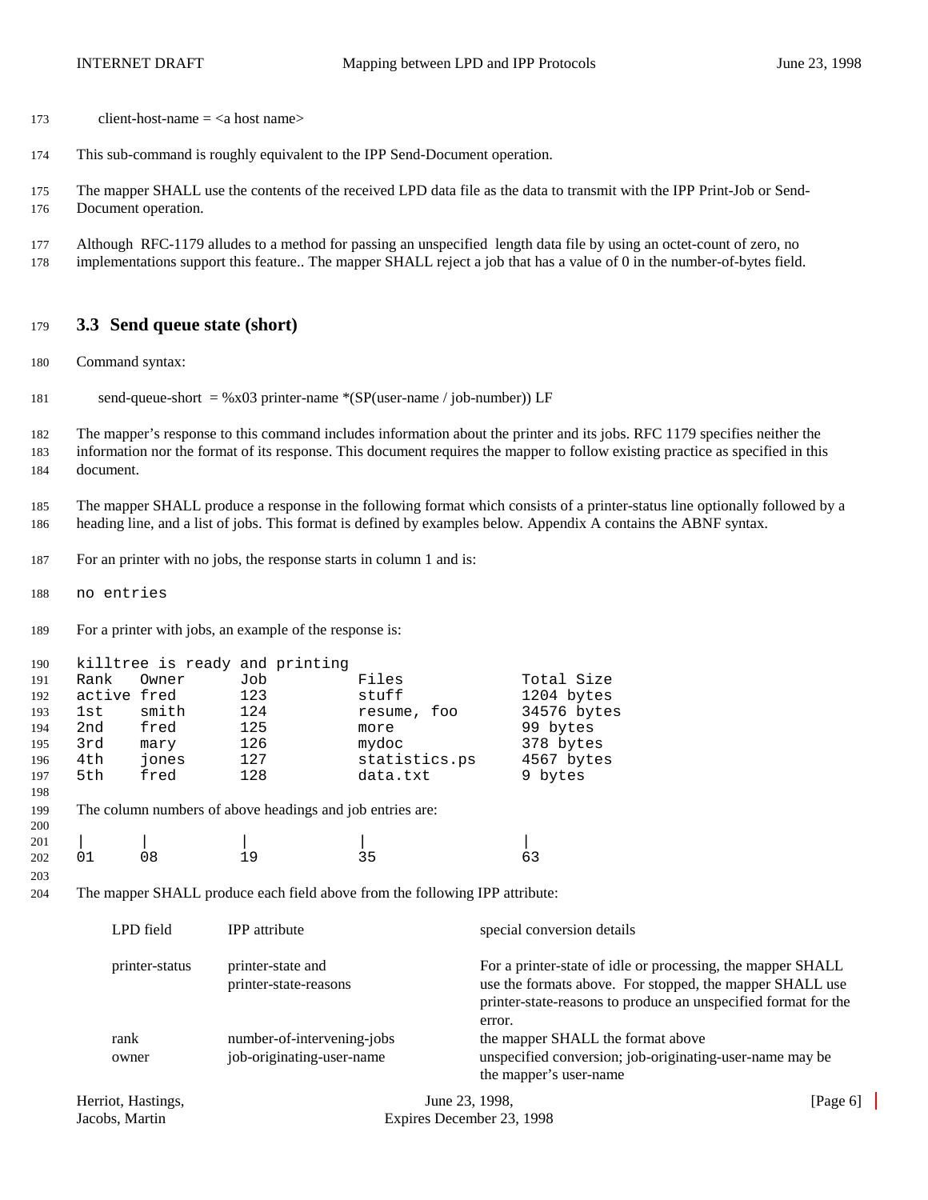client-host-name = <a host name>

This sub-command is roughly equivalent to the IPP Send-Document operation.

The mapper SHALL use the contents of the received LPD data file as the data to transmit with the IPP Print-Job or Send-Document operation.

Although RFC-1179 alludes to a method for passing an unspecified length data file by using an octet-count of zero, no implementations support this feature.. The mapper SHALL reject a job that has a value of 0 in the number-of-bytes field.

## 3.3 Send queue state (short)

Command syntax:

send-queue-short = %x03 printer-name *(SP(user-name / job-number)) LF

The mapper's response to this command includes information about the printer and its jobs. RFC 1179 specifies neither the information nor the format of its response. This document requires the mapper to follow existing practice as specified in this document.

The mapper SHALL produce a response in the following format which consists of a printer-status line optionally followed by a heading line, and a list of jobs. This format is defined by examples below. Appendix A contains the ABNF syntax.

For an printer with no jobs, the response starts in column 1 and is:

```
no entries
```

For a printer with jobs, an example of the response is:

```
killtree is ready and printing
Rank   Owner      Job          Files             Total Size
active fred       123          stuff             1204 bytes
1st    smith      124          resume, foo       34576 bytes
2nd    fred       125          more              99 bytes
3rd    mary       126          mydoc             378 bytes
4th    jones      127          statistics.ps     4567 bytes
5th    fred       128          data.txt          9 bytes
```

The column numbers of above headings and job entries are:

```
|      |          |            |                 |
01     08         19           35                63
```

The mapper SHALL produce each field above from the following IPP attribute:

| LPD field | IPP attribute | special conversion details |
|---|---|---|
| printer-status | printer-state and printer-state-reasons | For a printer-state of idle or processing, the mapper SHALL use the formats above. For stopped, the mapper SHALL use printer-state-reasons to produce an unspecified format for the error. |
| rank | number-of-intervening-jobs | the mapper SHALL the format above |
| owner | job-originating-user-name | unspecified conversion; job-originating-user-name may be the mapper's user-name |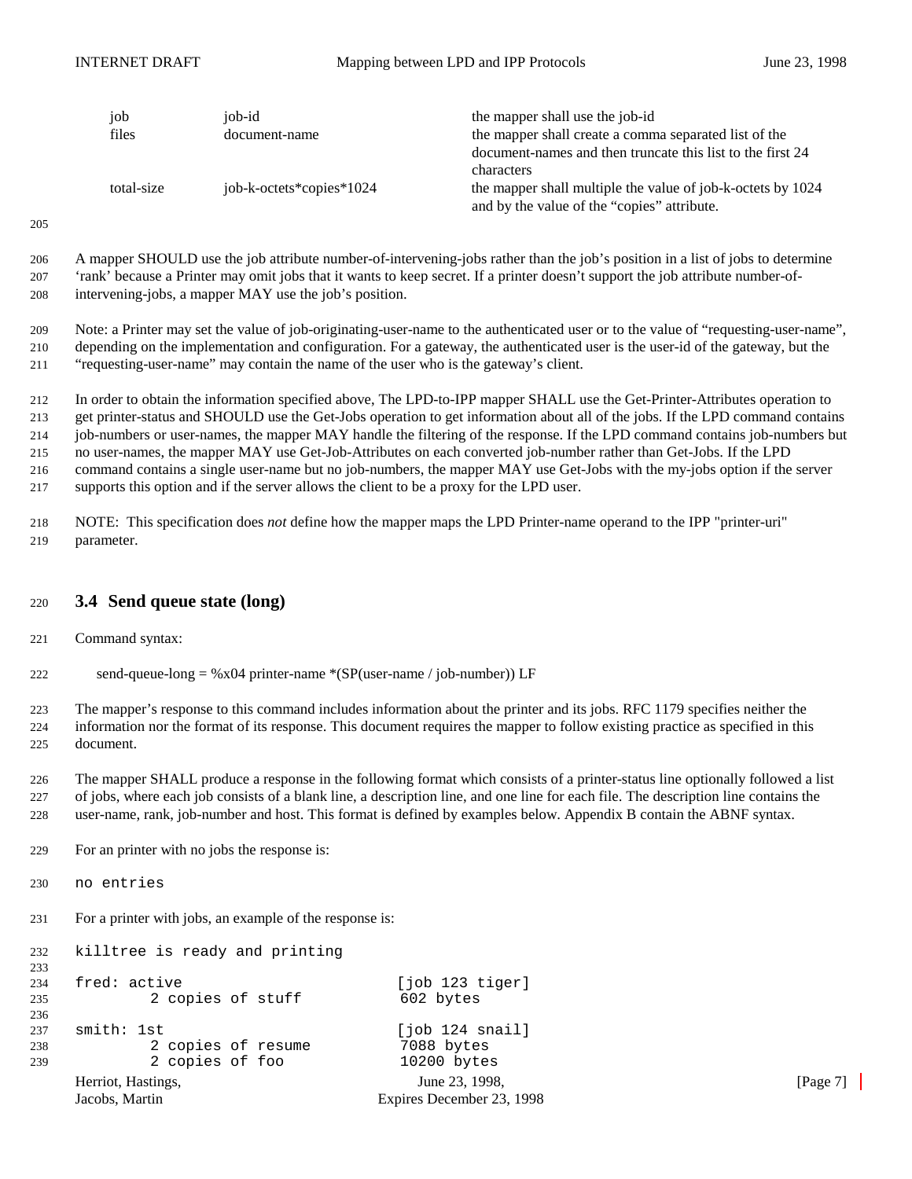| | | |
|---|---|---|
| job | job-id | the mapper shall use the job-id |
| files | document-name | the mapper shall create a comma separated list of the document-names and then truncate this list to the first 24 characters |
| total-size | job-k-octets*copies*1024 | the mapper shall multiple the value of job-k-octets by 1024 and by the value of the "copies" attribute. |

A mapper SHOULD use the job attribute number-of-intervening-jobs rather than the job's position in a list of jobs to determine 'rank' because a Printer may omit jobs that it wants to keep secret. If a printer doesn't support the job attribute number-of-intervening-jobs, a mapper MAY use the job's position.

Note: a Printer may set the value of job-originating-user-name to the authenticated user or to the value of "requesting-user-name", depending on the implementation and configuration. For a gateway, the authenticated user is the user-id of the gateway, but the "requesting-user-name" may contain the name of the user who is the gateway's client.

In order to obtain the information specified above, The LPD-to-IPP mapper SHALL use the Get-Printer-Attributes operation to get printer-status and SHOULD use the Get-Jobs operation to get information about all of the jobs. If the LPD command contains job-numbers or user-names, the mapper MAY handle the filtering of the response. If the LPD command contains job-numbers but no user-names, the mapper MAY use Get-Job-Attributes on each converted job-number rather than Get-Jobs. If the LPD command contains a single user-name but no job-numbers, the mapper MAY use Get-Jobs with the my-jobs option if the server supports this option and if the server allows the client to be a proxy for the LPD user.

NOTE: This specification does *not* define how the mapper maps the LPD Printer-name operand to the IPP "printer-uri" parameter.

## 3.4 Send queue state (long)

Command syntax:

send-queue-long = %x04 printer-name *(SP(user-name / job-number)) LF

The mapper's response to this command includes information about the printer and its jobs. RFC 1179 specifies neither the information nor the format of its response. This document requires the mapper to follow existing practice as specified in this document.

The mapper SHALL produce a response in the following format which consists of a printer-status line optionally followed a list of jobs, where each job consists of a blank line, a description line, and one line for each file. The description line contains the user-name, rank, job-number and host. This format is defined by examples below. Appendix B contain the ABNF syntax.

For an printer with no jobs the response is:

```
no entries
```

For a printer with jobs, an example of the response is:

```
killtree is ready and printing

fred: active                        [job 123 tiger]
        2 copies of stuff            602 bytes

smith: 1st                          [job 124 snail]
        2 copies of resume           7088 bytes
        2 copies of foo              10200 bytes
```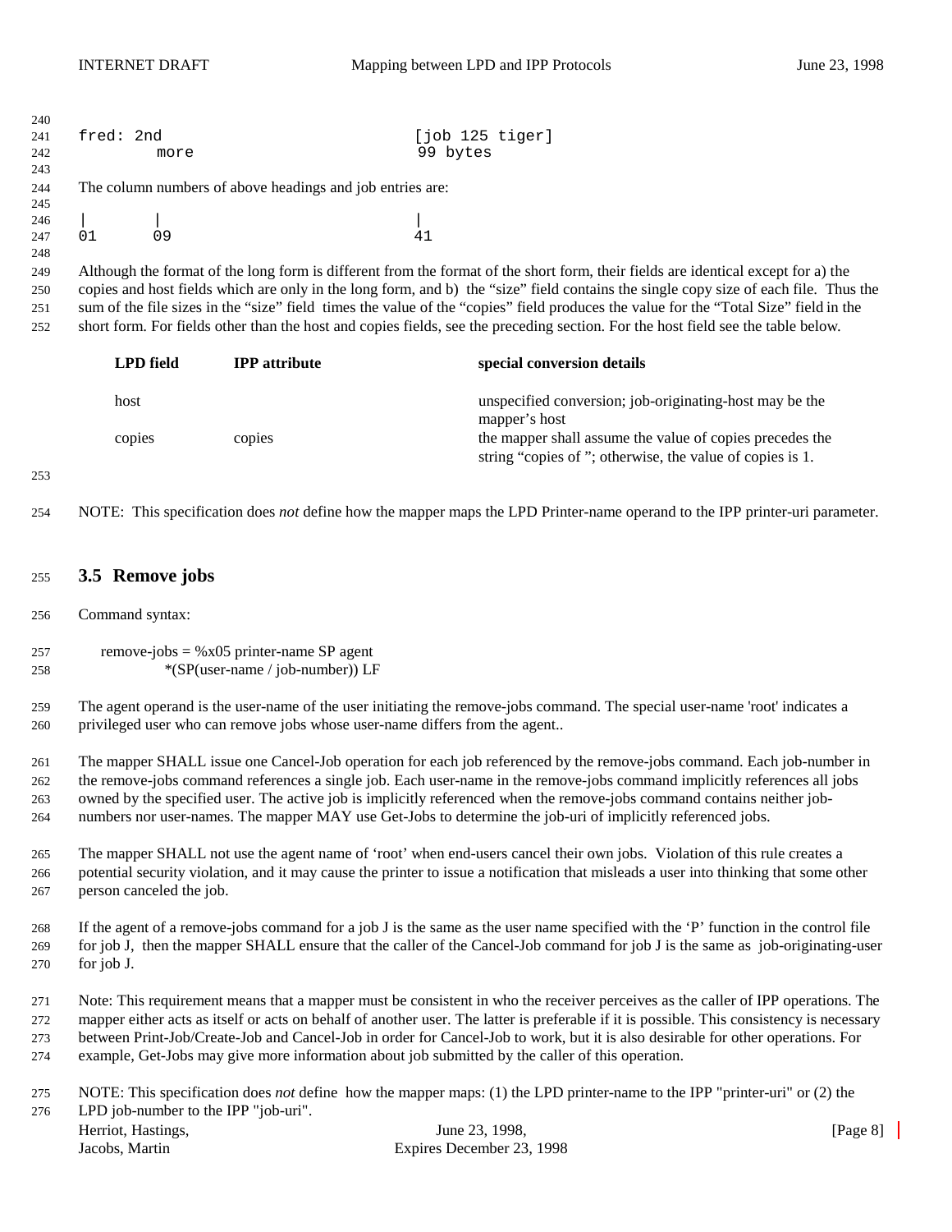```
fred: 2nd                              [job 125 tiger]
        more                           99 bytes
```

The column numbers of above headings and job entries are:

```
|       |                              |
01      09                             41
```

Although the format of the long form is different from the format of the short form, their fields are identical except for a) the copies and host fields which are only in the long form, and b) the "size" field contains the single copy size of each file. Thus the sum of the file sizes in the "size" field times the value of the "copies" field produces the value for the "Total Size" field in the short form. For fields other than the host and copies fields, see the preceding section. For the host field see the table below.

| LPD field | IPP attribute | special conversion details |
|---|---|---|
| host | | unspecified conversion; job-originating-host may be the mapper's host |
| copies | copies | the mapper shall assume the value of copies precedes the string "copies of "; otherwise, the value of copies is 1. |

NOTE: This specification does *not* define how the mapper maps the LPD Printer-name operand to the IPP printer-uri parameter.

## 3.5 Remove jobs

Command syntax:

```
remove-jobs = %x05 printer-name SP agent
        *(SP(user-name / job-number)) LF
```

The agent operand is the user-name of the user initiating the remove-jobs command. The special user-name 'root' indicates a privileged user who can remove jobs whose user-name differs from the agent..

The mapper SHALL issue one Cancel-Job operation for each job referenced by the remove-jobs command. Each job-number in the remove-jobs command references a single job. Each user-name in the remove-jobs command implicitly references all jobs owned by the specified user. The active job is implicitly referenced when the remove-jobs command contains neither job-numbers nor user-names. The mapper MAY use Get-Jobs to determine the job-uri of implicitly referenced jobs.

The mapper SHALL not use the agent name of 'root' when end-users cancel their own jobs. Violation of this rule creates a potential security violation, and it may cause the printer to issue a notification that misleads a user into thinking that some other person canceled the job.

If the agent of a remove-jobs command for a job J is the same as the user name specified with the 'P' function in the control file for job J, then the mapper SHALL ensure that the caller of the Cancel-Job command for job J is the same as job-originating-user for job J.

Note: This requirement means that a mapper must be consistent in who the receiver perceives as the caller of IPP operations. The mapper either acts as itself or acts on behalf of another user. The latter is preferable if it is possible. This consistency is necessary between Print-Job/Create-Job and Cancel-Job in order for Cancel-Job to work, but it is also desirable for other operations. For example, Get-Jobs may give more information about job submitted by the caller of this operation.

NOTE: This specification does *not* define how the mapper maps: (1) the LPD printer-name to the IPP "printer-uri" or (2) the LPD job-number to the IPP "job-uri".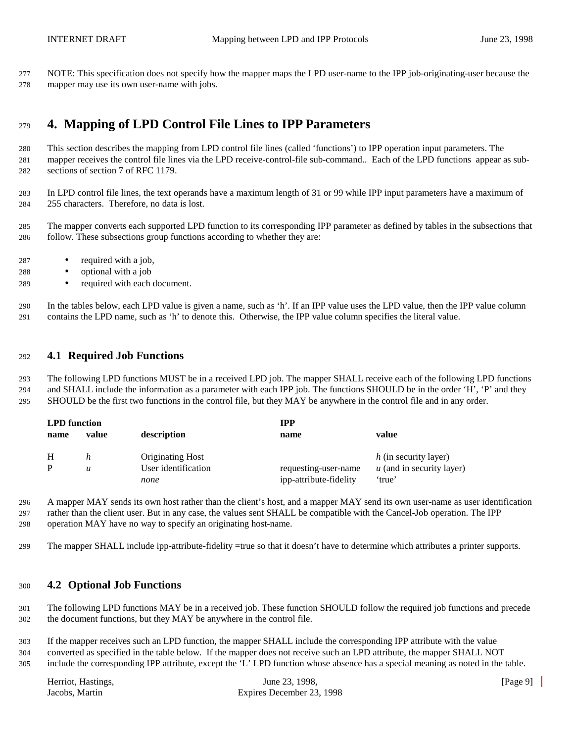NOTE: This specification does not specify how the mapper maps the LPD user-name to the IPP job-originating-user because the mapper may use its own user-name with jobs.

# 4. Mapping of LPD Control File Lines to IPP Parameters

This section describes the mapping from LPD control file lines (called 'functions') to IPP operation input parameters. The mapper receives the control file lines via the LPD receive-control-file sub-command.. Each of the LPD functions appear as sub-sections of section 7 of RFC 1179.

In LPD control file lines, the text operands have a maximum length of 31 or 99 while IPP input parameters have a maximum of 255 characters. Therefore, no data is lost.

The mapper converts each supported LPD function to its corresponding IPP parameter as defined by tables in the subsections that follow. These subsections group functions according to whether they are:

- required with a job,
- optional with a job
- required with each document.

In the tables below, each LPD value is given a name, such as 'h'. If an IPP value uses the LPD value, then the IPP value column contains the LPD name, such as 'h' to denote this. Otherwise, the IPP value column specifies the literal value.

## 4.1 Required Job Functions

The following LPD functions MUST be in a received LPD job. The mapper SHALL receive each of the following LPD functions and SHALL include the information as a parameter with each IPP job. The functions SHOULD be in the order 'H', 'P' and they SHOULD be the first two functions in the control file, but they MAY be anywhere in the control file and in any order.

| LPD function | | | IPP | |
|---|---|---|---|---|
| **name** | **value** | **description** | **name** | **value** |
| H | *h* | Originating Host | | *h* (in security layer) |
| P | *u* | User identification | requesting-user-name | *u* (and in security layer) |
| | | *none* | ipp-attribute-fidelity | 'true' |

A mapper MAY sends its own host rather than the client's host, and a mapper MAY send its own user-name as user identification rather than the client user. But in any case, the values sent SHALL be compatible with the Cancel-Job operation. The IPP operation MAY have no way to specify an originating host-name.

The mapper SHALL include ipp-attribute-fidelity =true so that it doesn't have to determine which attributes a printer supports.

## 4.2 Optional Job Functions

The following LPD functions MAY be in a received job. These function SHOULD follow the required job functions and precede the document functions, but they MAY be anywhere in the control file.

If the mapper receives such an LPD function, the mapper SHALL include the corresponding IPP attribute with the value converted as specified in the table below. If the mapper does not receive such an LPD attribute, the mapper SHALL NOT include the corresponding IPP attribute, except the 'L' LPD function whose absence has a special meaning as noted in the table.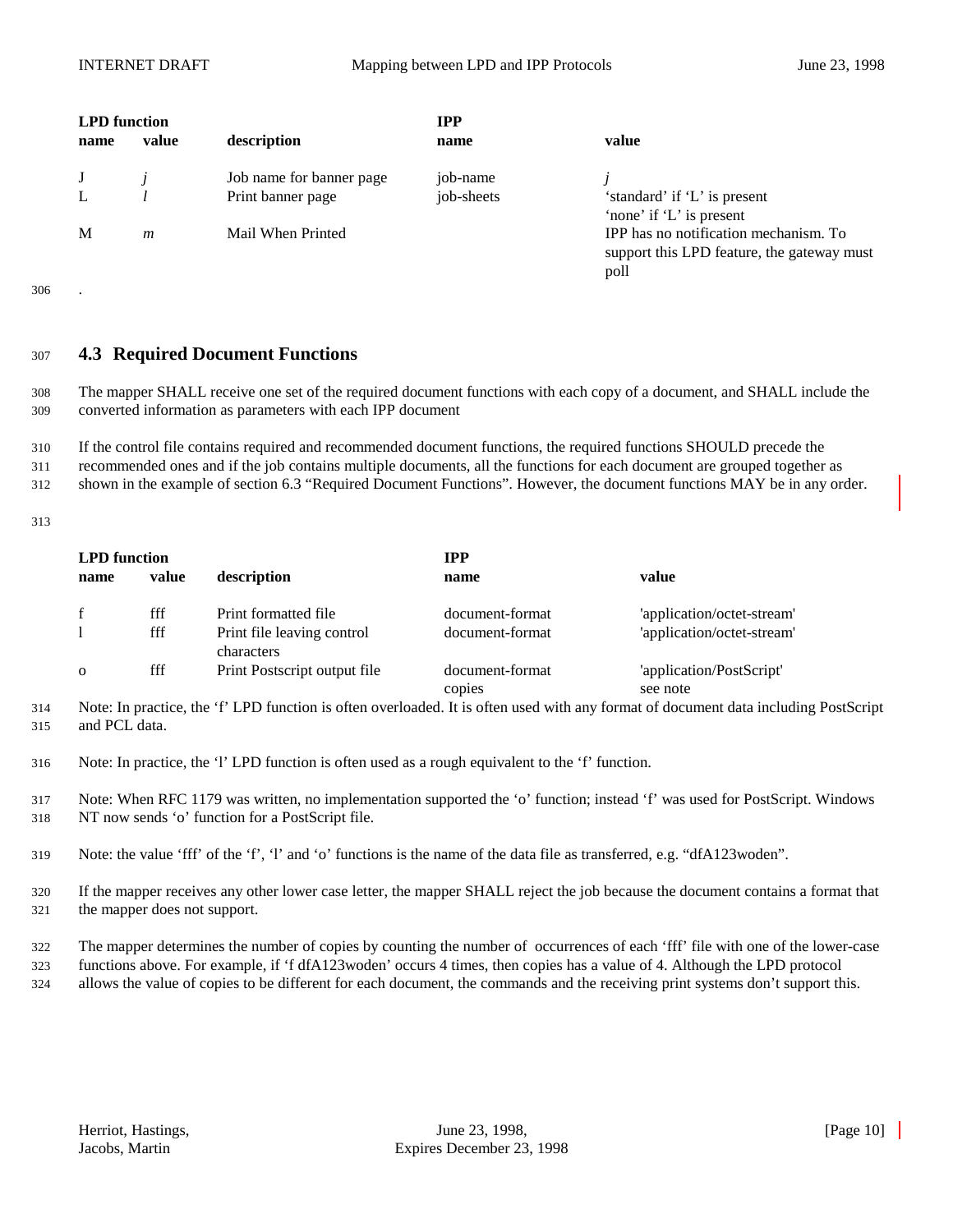| LPD function | | | IPP | |
|---|---|---|---|---|
| name | value | description | name | value |
| J | *j* | Job name for banner page | job-name | *j* |
| L | *l* | Print banner page | job-sheets | 'standard' if 'L' is present<br>'none' if 'L' is present |
| M | *m* | Mail When Printed | | IPP has no notification mechanism. To support this LPD feature, the gateway must poll |

.

## 4.3 Required Document Functions

The mapper SHALL receive one set of the required document functions with each copy of a document, and SHALL include the converted information as parameters with each IPP document

If the control file contains required and recommended document functions, the required functions SHOULD precede the recommended ones and if the job contains multiple documents, all the functions for each document are grouped together as shown in the example of section 6.3 "Required Document Functions". However, the document functions MAY be in any order.

| LPD function | | | IPP | |
|---|---|---|---|---|
| name | value | description | name | value |
| f | fff | Print formatted file | document-format | 'application/octet-stream' |
| l | fff | Print file leaving control characters | document-format | 'application/octet-stream' |
| o | fff | Print Postscript output file | document-format<br>copies | 'application/PostScript'<br>see note |

Note: In practice, the 'f' LPD function is often overloaded. It is often used with any format of document data including PostScript and PCL data.

Note: In practice, the 'l' LPD function is often used as a rough equivalent to the 'f' function.

Note: When RFC 1179 was written, no implementation supported the 'o' function; instead 'f' was used for PostScript. Windows NT now sends 'o' function for a PostScript file.

Note: the value 'fff' of the 'f', 'l' and 'o' functions is the name of the data file as transferred, e.g. "dfA123woden".

If the mapper receives any other lower case letter, the mapper SHALL reject the job because the document contains a format that the mapper does not support.

The mapper determines the number of copies by counting the number of occurrences of each 'fff' file with one of the lower-case functions above. For example, if 'f dfA123woden' occurs 4 times, then copies has a value of 4. Although the LPD protocol allows the value of copies to be different for each document, the commands and the receiving print systems don't support this.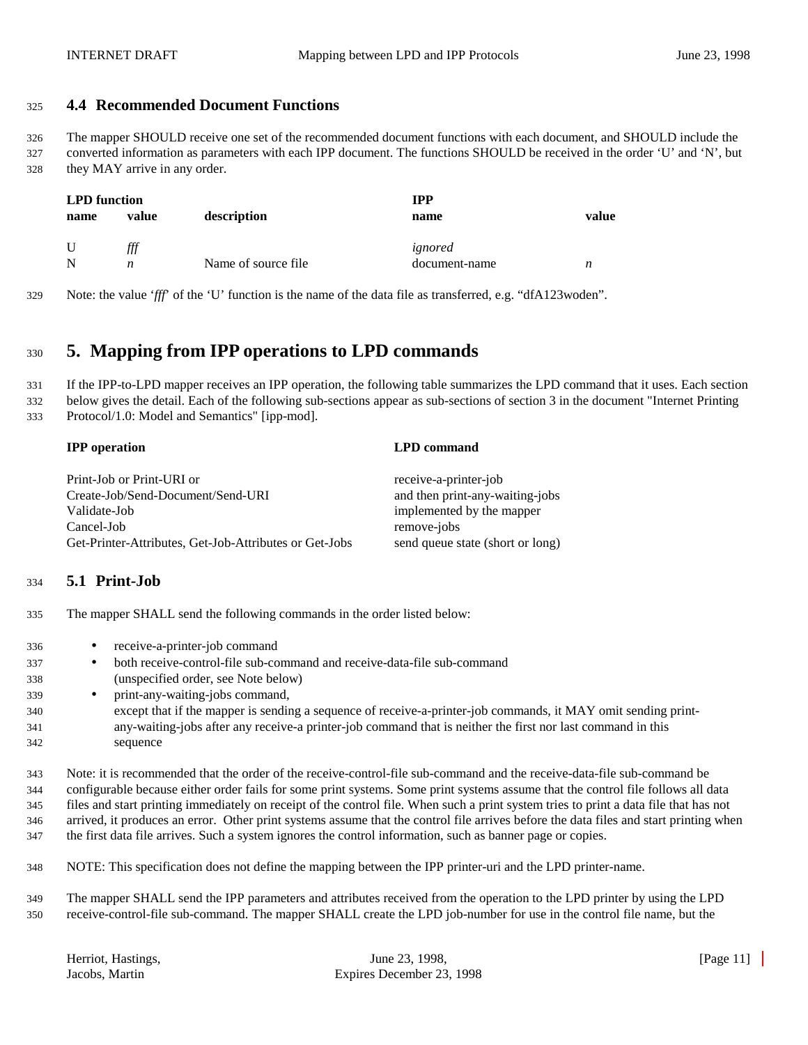### 4.4 Recommended Document Functions

The mapper SHOULD receive one set of the recommended document functions with each document, and SHOULD include the converted information as parameters with each IPP document. The functions SHOULD be received in the order 'U' and 'N', but they MAY arrive in any order.

| LPD function | | | IPP | |
|---|---|---|---|---|
| **name** | **value** | **description** | **name** | **value** |
| U | *fff* | | *ignored* | |
| N | *n* | Name of source file | document-name | *n* |

Note: the value '*fff*' of the 'U' function is the name of the data file as transferred, e.g. "dfA123woden".

# 5. Mapping from IPP operations to LPD commands

If the IPP-to-LPD mapper receives an IPP operation, the following table summarizes the LPD command that it uses. Each section below gives the detail. Each of the following sub-sections appear as sub-sections of section 3 in the document "Internet Printing Protocol/1.0: Model and Semantics" [ipp-mod].

| IPP operation | LPD command |
|---|---|
| Print-Job or Print-URI or Create-Job/Send-Document/Send-URI | receive-a-printer-job and then print-any-waiting-jobs |
| Validate-Job | implemented by the mapper |
| Cancel-Job | remove-jobs |
| Get-Printer-Attributes, Get-Job-Attributes or Get-Jobs | send queue state (short or long) |

## 5.1 Print-Job

The mapper SHALL send the following commands in the order listed below:

- receive-a-printer-job command
- both receive-control-file sub-command and receive-data-file sub-command (unspecified order, see Note below)
- print-any-waiting-jobs command, except that if the mapper is sending a sequence of receive-a-printer-job commands, it MAY omit sending print-any-waiting-jobs after any receive-a printer-job command that is neither the first nor last command in this sequence

Note: it is recommended that the order of the receive-control-file sub-command and the receive-data-file sub-command be configurable because either order fails for some print systems. Some print systems assume that the control file follows all data files and start printing immediately on receipt of the control file. When such a print system tries to print a data file that has not arrived, it produces an error. Other print systems assume that the control file arrives before the data files and start printing when the first data file arrives. Such a system ignores the control information, such as banner page or copies.

NOTE: This specification does not define the mapping between the IPP printer-uri and the LPD printer-name.

The mapper SHALL send the IPP parameters and attributes received from the operation to the LPD printer by using the LPD receive-control-file sub-command. The mapper SHALL create the LPD job-number for use in the control file name, but the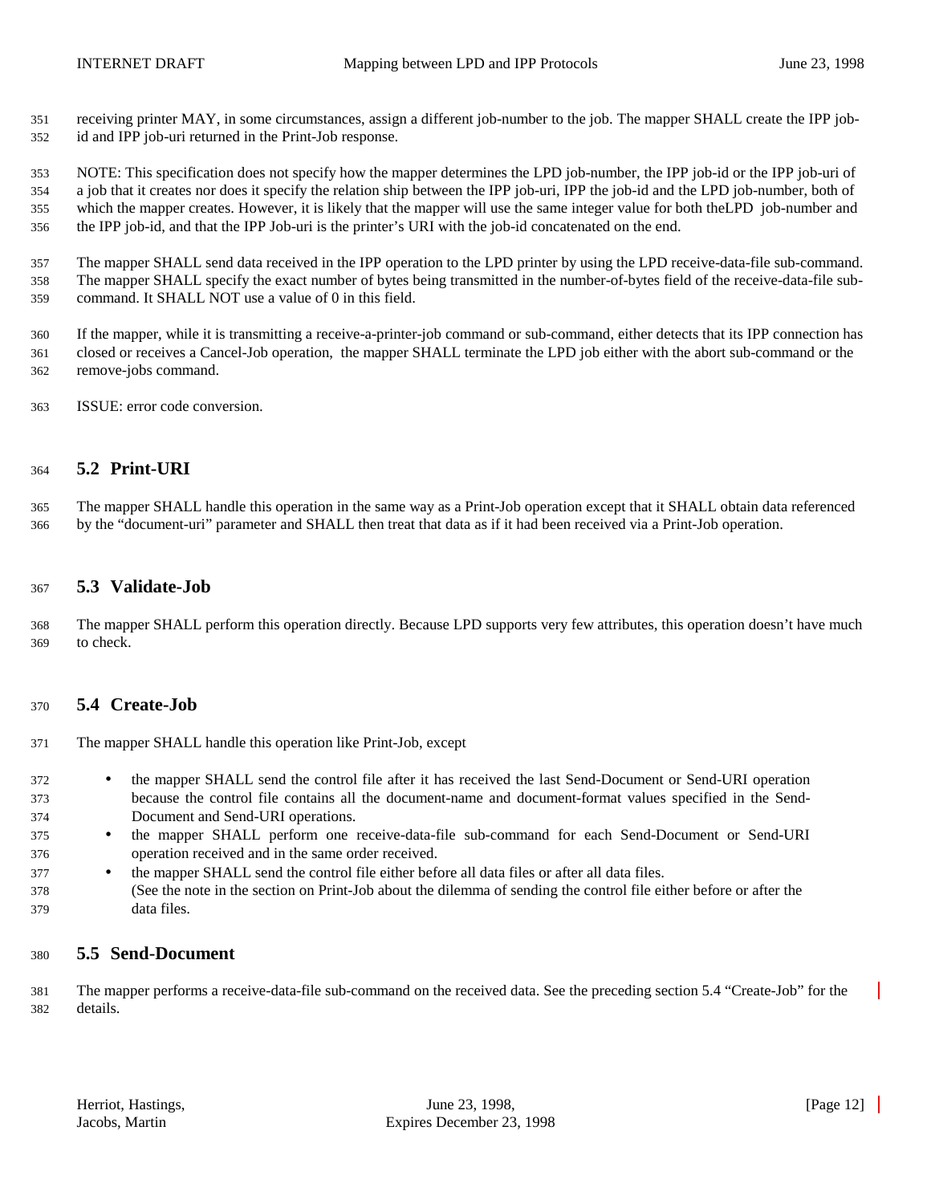receiving printer MAY, in some circumstances, assign a different job-number to the job. The mapper SHALL create the IPP job-id and IPP job-uri returned in the Print-Job response.

NOTE: This specification does not specify how the mapper determines the LPD job-number, the IPP job-id or the IPP job-uri of a job that it creates nor does it specify the relation ship between the IPP job-uri, IPP the job-id and the LPD job-number, both of which the mapper creates. However, it is likely that the mapper will use the same integer value for both theLPD job-number and the IPP job-id, and that the IPP Job-uri is the printer's URI with the job-id concatenated on the end.

The mapper SHALL send data received in the IPP operation to the LPD printer by using the LPD receive-data-file sub-command. The mapper SHALL specify the exact number of bytes being transmitted in the number-of-bytes field of the receive-data-file sub-command. It SHALL NOT use a value of 0 in this field.

If the mapper, while it is transmitting a receive-a-printer-job command or sub-command, either detects that its IPP connection has closed or receives a Cancel-Job operation, the mapper SHALL terminate the LPD job either with the abort sub-command or the remove-jobs command.

ISSUE: error code conversion.

## 5.2 Print-URI

The mapper SHALL handle this operation in the same way as a Print-Job operation except that it SHALL obtain data referenced by the "document-uri" parameter and SHALL then treat that data as if it had been received via a Print-Job operation.

## 5.3 Validate-Job

The mapper SHALL perform this operation directly. Because LPD supports very few attributes, this operation doesn't have much to check.

## 5.4 Create-Job

The mapper SHALL handle this operation like Print-Job, except

- the mapper SHALL send the control file after it has received the last Send-Document or Send-URI operation because the control file contains all the document-name and document-format values specified in the Send-Document and Send-URI operations.
- the mapper SHALL perform one receive-data-file sub-command for each Send-Document or Send-URI operation received and in the same order received.
- the mapper SHALL send the control file either before all data files or after all data files. (See the note in the section on Print-Job about the dilemma of sending the control file either before or after the data files.

## 5.5 Send-Document

The mapper performs a receive-data-file sub-command on the received data. See the preceding section 5.4 "Create-Job" for the details.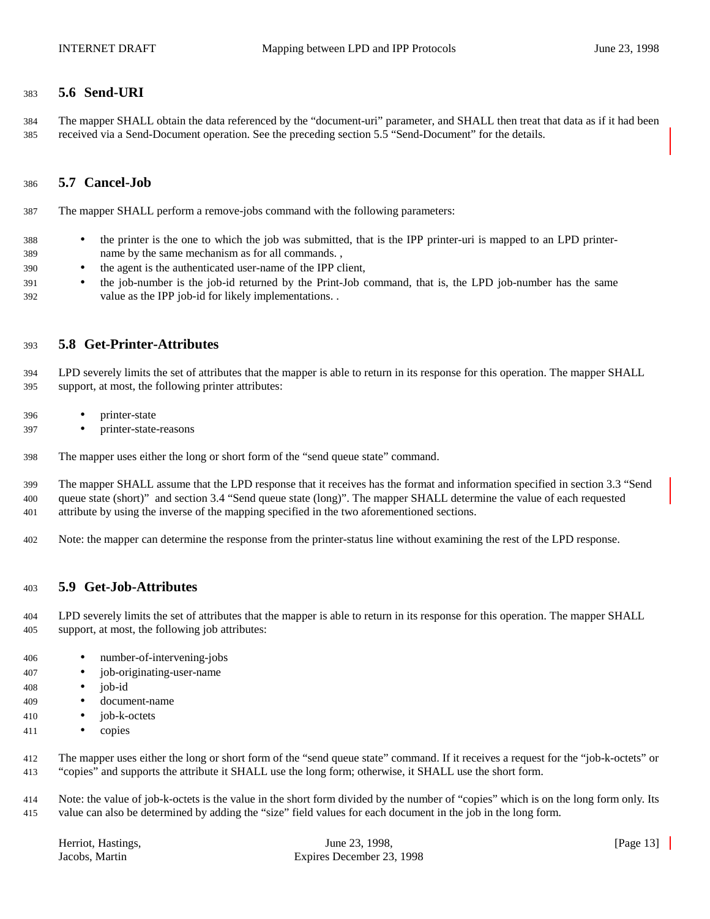## 5.6 Send-URI

The mapper SHALL obtain the data referenced by the "document-uri" parameter, and SHALL then treat that data as if it had been received via a Send-Document operation. See the preceding section 5.5 "Send-Document" for the details.

## 5.7 Cancel-Job

The mapper SHALL perform a remove-jobs command with the following parameters:

- the printer is the one to which the job was submitted, that is the IPP printer-uri is mapped to an LPD printer-name by the same mechanism as for all commands. ,
- the agent is the authenticated user-name of the IPP client,
- the job-number is the job-id returned by the Print-Job command, that is, the LPD job-number has the same value as the IPP job-id for likely implementations. .

## 5.8 Get-Printer-Attributes

LPD severely limits the set of attributes that the mapper is able to return in its response for this operation. The mapper SHALL support, at most, the following printer attributes:

- printer-state
- printer-state-reasons

The mapper uses either the long or short form of the "send queue state" command.

The mapper SHALL assume that the LPD response that it receives has the format and information specified in section 3.3 "Send queue state (short)" and section 3.4 "Send queue state (long)". The mapper SHALL determine the value of each requested attribute by using the inverse of the mapping specified in the two aforementioned sections.

Note: the mapper can determine the response from the printer-status line without examining the rest of the LPD response.

## 5.9 Get-Job-Attributes

LPD severely limits the set of attributes that the mapper is able to return in its response for this operation. The mapper SHALL support, at most, the following job attributes:

- number-of-intervening-jobs
- job-originating-user-name
- job-id
- document-name
- job-k-octets
- copies

The mapper uses either the long or short form of the "send queue state" command. If it receives a request for the "job-k-octets" or "copies" and supports the attribute it SHALL use the long form; otherwise, it SHALL use the short form.

Note: the value of job-k-octets is the value in the short form divided by the number of "copies" which is on the long form only. Its value can also be determined by adding the "size" field values for each document in the job in the long form.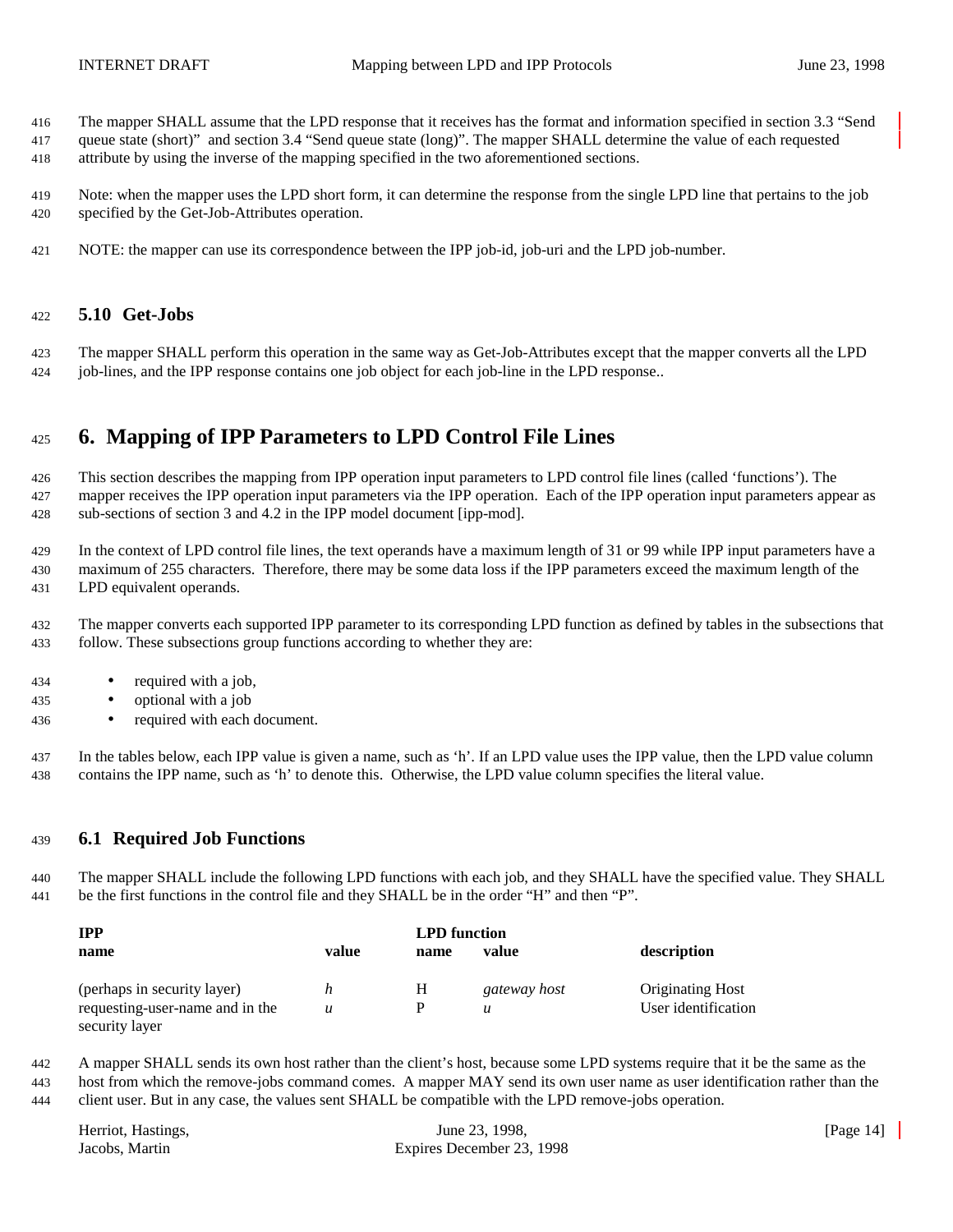The mapper SHALL assume that the LPD response that it receives has the format and information specified in section 3.3 "Send queue state (short)" and section 3.4 "Send queue state (long)". The mapper SHALL determine the value of each requested attribute by using the inverse of the mapping specified in the two aforementioned sections.

Note: when the mapper uses the LPD short form, it can determine the response from the single LPD line that pertains to the job specified by the Get-Job-Attributes operation.

NOTE: the mapper can use its correspondence between the IPP job-id, job-uri and the LPD job-number.

### 5.10 Get-Jobs

The mapper SHALL perform this operation in the same way as Get-Job-Attributes except that the mapper converts all the LPD job-lines, and the IPP response contains one job object for each job-line in the LPD response..

# 6. Mapping of IPP Parameters to LPD Control File Lines

This section describes the mapping from IPP operation input parameters to LPD control file lines (called 'functions'). The mapper receives the IPP operation input parameters via the IPP operation. Each of the IPP operation input parameters appear as sub-sections of section 3 and 4.2 in the IPP model document [ipp-mod].

In the context of LPD control file lines, the text operands have a maximum length of 31 or 99 while IPP input parameters have a maximum of 255 characters. Therefore, there may be some data loss if the IPP parameters exceed the maximum length of the LPD equivalent operands.

The mapper converts each supported IPP parameter to its corresponding LPD function as defined by tables in the subsections that follow. These subsections group functions according to whether they are:

- required with a job,
- optional with a job
- required with each document.

In the tables below, each IPP value is given a name, such as 'h'. If an LPD value uses the IPP value, then the LPD value column contains the IPP name, such as 'h' to denote this. Otherwise, the LPD value column specifies the literal value.

## 6.1 Required Job Functions

The mapper SHALL include the following LPD functions with each job, and they SHALL have the specified value. They SHALL be the first functions in the control file and they SHALL be in the order "H" and then "P".

| IPP | | LPD function | | |
|---|---|---|---|---|
| **name** | **value** | **name** | **value** | **description** |
| (perhaps in security layer) | *h* | H | *gateway host* | Originating Host |
| requesting-user-name and in the security layer | *u* | P | *u* | User identification |

A mapper SHALL sends its own host rather than the client's host, because some LPD systems require that it be the same as the host from which the remove-jobs command comes. A mapper MAY send its own user name as user identification rather than the client user. But in any case, the values sent SHALL be compatible with the LPD remove-jobs operation.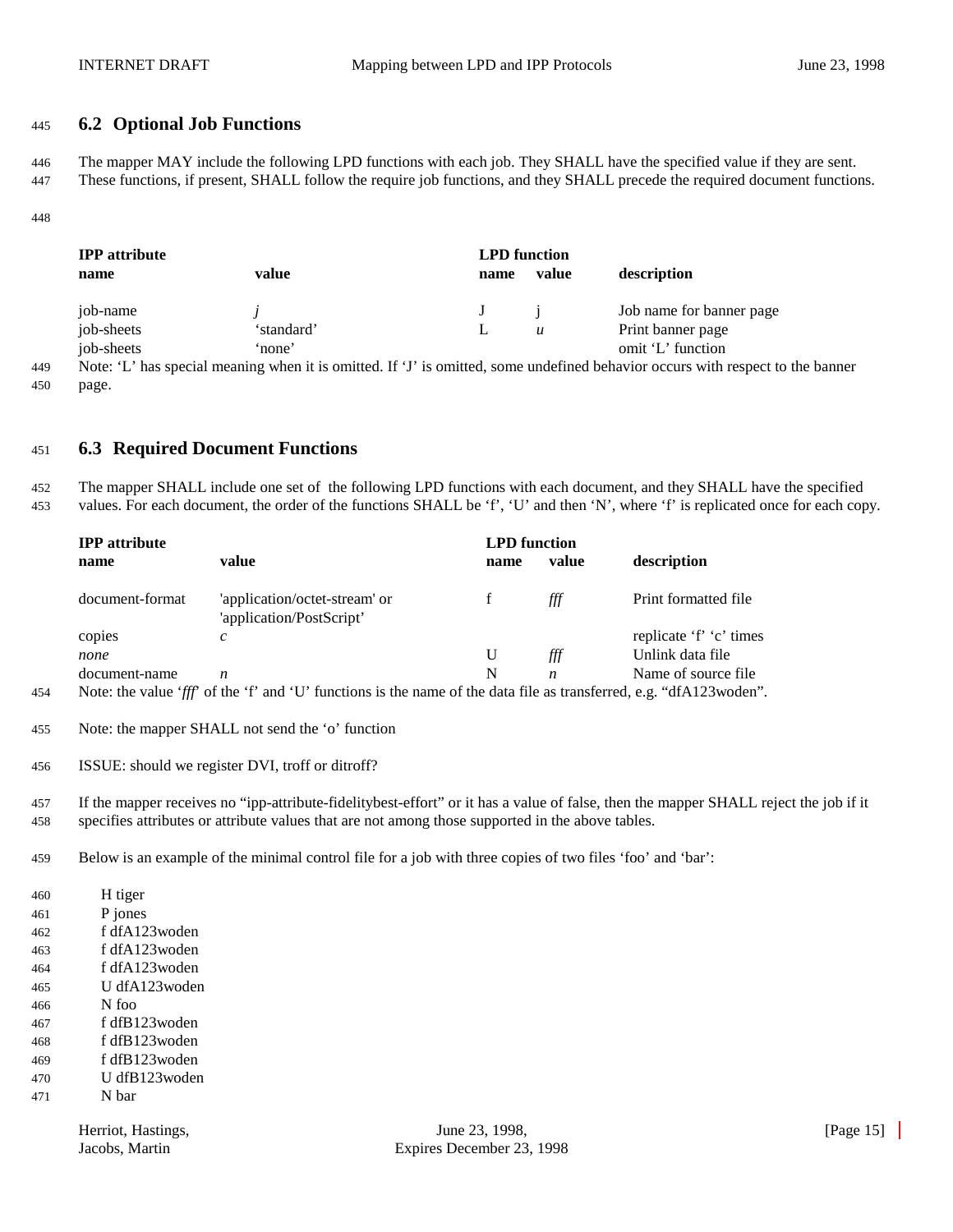## 6.2 Optional Job Functions

The mapper MAY include the following LPD functions with each job. They SHALL have the specified value if they are sent. These functions, if present, SHALL follow the require job functions, and they SHALL precede the required document functions.

| IPP attribute | | LPD function | | |
|---|---|---|---|---|
| **name** | **value** | **name** | **value** | **description** |
| job-name | *j* | J | j | Job name for banner page |
| job-sheets | 'standard' | L | *u* | Print banner page |
| job-sheets | 'none' | | | omit 'L' function |

Note: 'L' has special meaning when it is omitted. If 'J' is omitted, some undefined behavior occurs with respect to the banner page.

## 6.3 Required Document Functions

The mapper SHALL include one set of the following LPD functions with each document, and they SHALL have the specified values. For each document, the order of the functions SHALL be 'f', 'U' and then 'N', where 'f' is replicated once for each copy.

| IPP attribute | | LPD function | | |
|---|---|---|---|---|
| **name** | **value** | **name** | **value** | **description** |
| document-format | 'application/octet-stream' or 'application/PostScript' | f | *fff* | Print formatted file |
| copies | *c* | | | replicate 'f' 'c' times |
| *none* | | U | *fff* | Unlink data file |
| document-name | *n* | N | *n* | Name of source file |

Note: the value '*fff*' of the 'f' and 'U' functions is the name of the data file as transferred, e.g. "dfA123woden".

Note: the mapper SHALL not send the 'o' function

ISSUE: should we register DVI, troff or ditroff?

If the mapper receives no "ipp-attribute-fidelitybest-effort" or it has a value of false, then the mapper SHALL reject the job if it specifies attributes or attribute values that are not among those supported in the above tables.

Below is an example of the minimal control file for a job with three copies of two files 'foo' and 'bar':

```
H tiger
P jones
f dfA123woden
f dfA123woden
f dfA123woden
U dfA123woden
N foo
f dfB123woden
f dfB123woden
f dfB123woden
U dfB123woden
N bar
```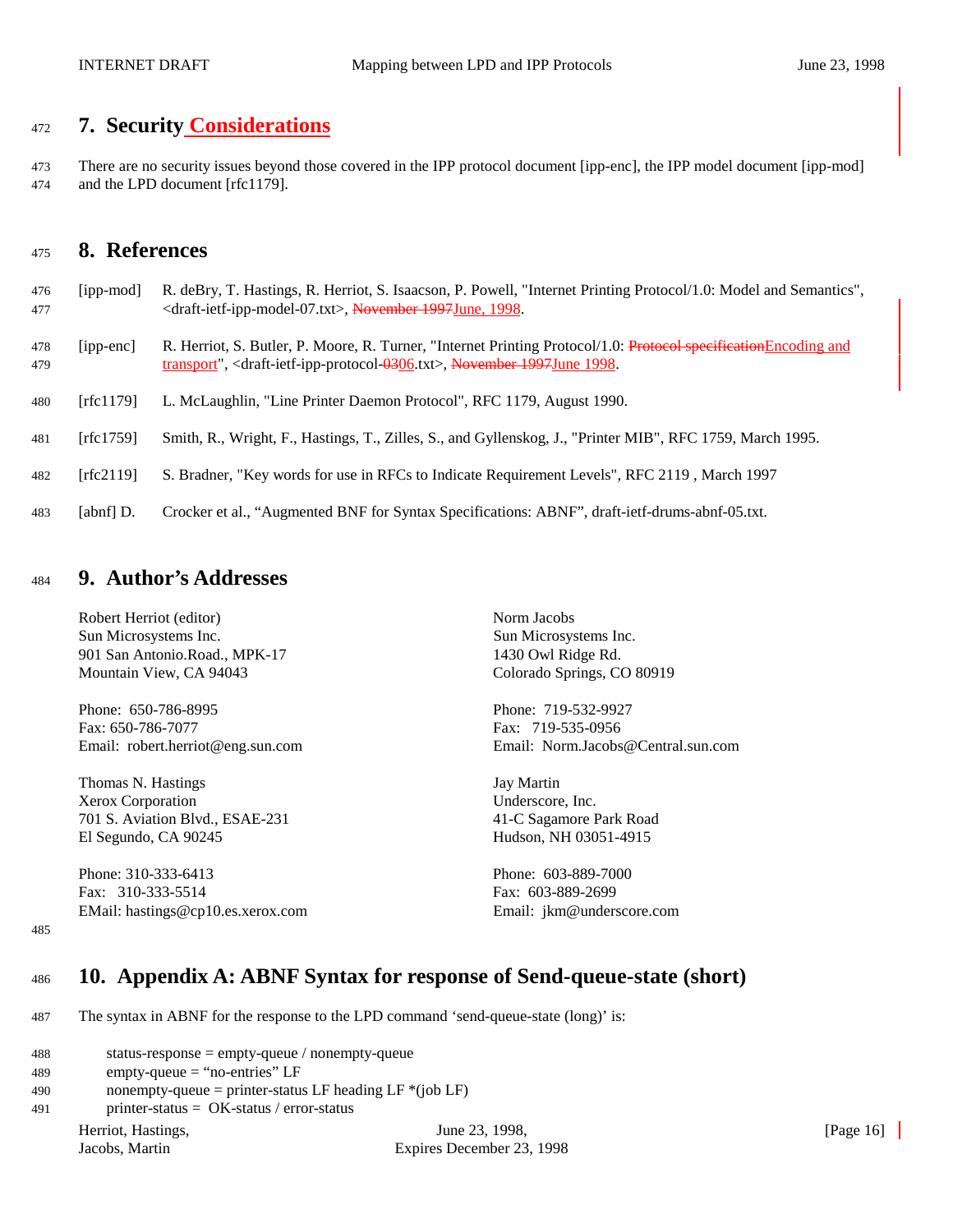## 7. Security Considerations

There are no security issues beyond those covered in the IPP protocol document [ipp-enc], the IPP model document [ipp-mod] and the LPD document [rfc1179].

## 8. References

[ipp-mod] R. deBry, T. Hastings, R. Herriot, S. Isaacson, P. Powell, "Internet Printing Protocol/1.0: Model and Semantics", <draft-ietf-ipp-model-07.txt>, ~~November 1997~~June, 1998.

[ipp-enc] R. Herriot, S. Butler, P. Moore, R. Turner, "Internet Printing Protocol/1.0: ~~Protocol specification~~Encoding and transport", <draft-ietf-ipp-protocol-~~03~~06.txt>, ~~November 1997~~June 1998.

[rfc1179] L. McLaughlin, "Line Printer Daemon Protocol", RFC 1179, August 1990.

[rfc1759] Smith, R., Wright, F., Hastings, T., Zilles, S., and Gyllenskog, J., "Printer MIB", RFC 1759, March 1995.

[rfc2119] S. Bradner, "Key words for use in RFCs to Indicate Requirement Levels", RFC 2119 , March 1997

[abnf] D. Crocker et al., "Augmented BNF for Syntax Specifications: ABNF", draft-ietf-drums-abnf-05.txt.

## 9. Author's Addresses

Robert Herriot (editor)
Sun Microsystems Inc.
901 San Antonio.Road., MPK-17
Mountain View, CA 94043

Phone: 650-786-8995
Fax: 650-786-7077
Email: robert.herriot@eng.sun.com

Norm Jacobs
Sun Microsystems Inc.
1430 Owl Ridge Rd.
Colorado Springs, CO 80919

Phone: 719-532-9927
Fax: 719-535-0956
Email: Norm.Jacobs@Central.sun.com

Thomas N. Hastings
Xerox Corporation
701 S. Aviation Blvd., ESAE-231
El Segundo, CA 90245

Phone: 310-333-6413
Fax: 310-333-5514
EMail: hastings@cp10.es.xerox.com

Jay Martin
Underscore, Inc.
41-C Sagamore Park Road
Hudson, NH 03051-4915

Phone: 603-889-7000
Fax: 603-889-2699
Email: jkm@underscore.com

## 10. Appendix A: ABNF Syntax for response of Send-queue-state (short)

The syntax in ABNF for the response to the LPD command 'send-queue-state (long)' is:

```
status-response = empty-queue / nonempty-queue
empty-queue = "no-entries" LF
nonempty-queue = printer-status LF heading LF *(job LF)
printer-status =  OK-status / error-status
```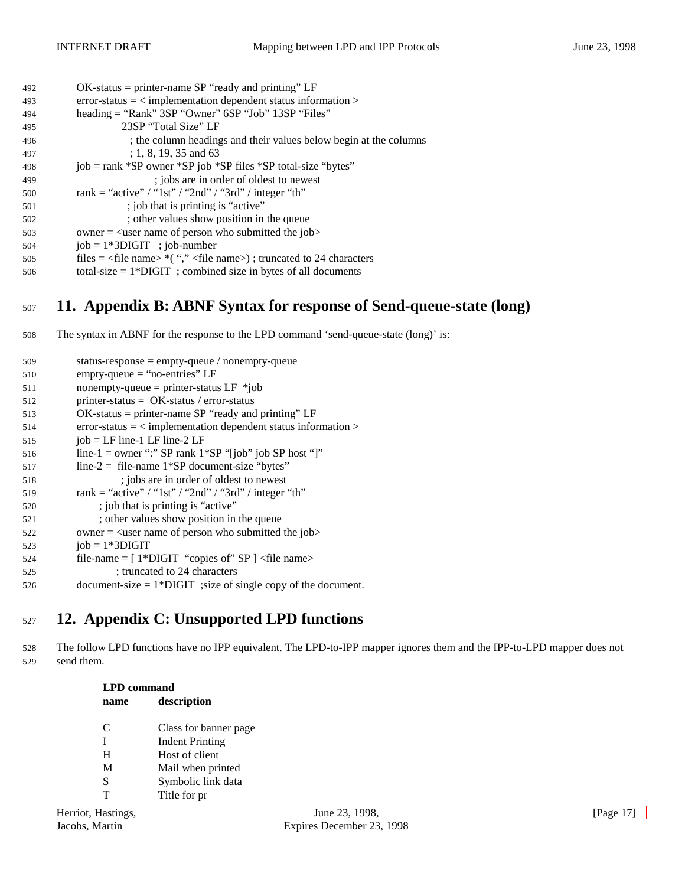```
OK-status = printer-name SP "ready and printing" LF
error-status = < implementation dependent status information >
heading = "Rank" 3SP "Owner" 6SP "Job" 13SP "Files"
          23SP "Total Size" LF
            ; the column headings and their values below begin at the columns
            ; 1, 8, 19, 35 and 63
job = rank *SP owner *SP job *SP files *SP total-size "bytes"
                  ; jobs are in order of oldest to newest
rank = "active" / "1st" / "2nd" / "3rd" / integer "th"
            ; job that is printing is "active"
            ; other values show position in the queue
owner = <user name of person who submitted the job>
job = 1*3DIGIT   ; job-number
files = <file name> *( "," <file name>) ; truncated to 24 characters
total-size = 1*DIGIT  ; combined size in bytes of all documents
```

# 11. Appendix B: ABNF Syntax for response of Send-queue-state (long)

The syntax in ABNF for the response to the LPD command 'send-queue-state (long)' is:

```
status-response = empty-queue / nonempty-queue
empty-queue = "no-entries" LF
nonempty-queue = printer-status LF  *job
printer-status =  OK-status / error-status
OK-status = printer-name SP "ready and printing" LF
error-status = < implementation dependent status information >
job = LF line-1 LF line-2 LF
line-1 = owner ":" SP rank 1*SP "[job" job SP host "]"
line-2 =  file-name 1*SP document-size "bytes"
            ; jobs are in order of oldest to newest
rank = "active" / "1st" / "2nd" / "3rd" / integer "th"
      ; job that is printing is "active"
      ; other values show position in the queue
owner = <user name of person who submitted the job>
job = 1*3DIGIT
file-name = [ 1*DIGIT  "copies of" SP ] <file name>
            ; truncated to 24 characters
document-size = 1*DIGIT  ;size of single copy of the document.
```

# 12. Appendix C: Unsupported LPD functions

The follow LPD functions have no IPP equivalent. The LPD-to-IPP mapper ignores them and the IPP-to-LPD mapper does not send them.

| LPD command name | description |
|---|---|
| C | Class for banner page |
| I | Indent Printing |
| H | Host of client |
| M | Mail when printed |
| S | Symbolic link data |
| T | Title for pr |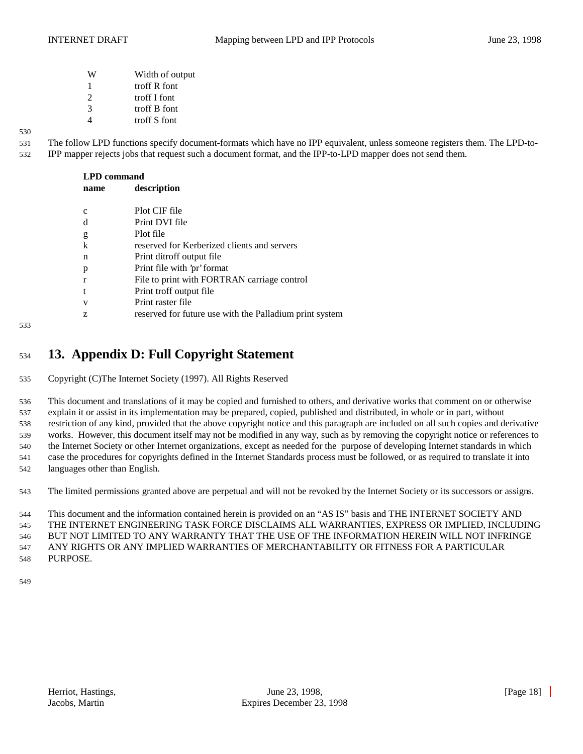| | |
|---|---|
| W | Width of output |
| 1 | troff R font |
| 2 | troff I font |
| 3 | troff B font |
| 4 | troff S font |

The follow LPD functions specify document-formats which have no IPP equivalent, unless someone registers them. The LPD-to-IPP mapper rejects jobs that request such a document format, and the IPP-to-LPD mapper does not send them.

| LPD command name | description |
|---|---|
| c | Plot CIF file |
| d | Print DVI file |
| g | Plot file |
| k | reserved for Kerberized clients and servers |
| n | Print ditroff output file |
| p | Print file with 'pr' format |
| r | File to print with FORTRAN carriage control |
| t | Print troff output file |
| v | Print raster file |
| z | reserved for future use with the Palladium print system |

# 13. Appendix D: Full Copyright Statement

Copyright (C)The Internet Society (1997). All Rights Reserved

This document and translations of it may be copied and furnished to others, and derivative works that comment on or otherwise explain it or assist in its implementation may be prepared, copied, published and distributed, in whole or in part, without restriction of any kind, provided that the above copyright notice and this paragraph are included on all such copies and derivative works. However, this document itself may not be modified in any way, such as by removing the copyright notice or references to the Internet Society or other Internet organizations, except as needed for the purpose of developing Internet standards in which case the procedures for copyrights defined in the Internet Standards process must be followed, or as required to translate it into languages other than English.

The limited permissions granted above are perpetual and will not be revoked by the Internet Society or its successors or assigns.

This document and the information contained herein is provided on an "AS IS" basis and THE INTERNET SOCIETY AND THE INTERNET ENGINEERING TASK FORCE DISCLAIMS ALL WARRANTIES, EXPRESS OR IMPLIED, INCLUDING BUT NOT LIMITED TO ANY WARRANTY THAT THE USE OF THE INFORMATION HEREIN WILL NOT INFRINGE ANY RIGHTS OR ANY IMPLIED WARRANTIES OF MERCHANTABILITY OR FITNESS FOR A PARTICULAR PURPOSE.